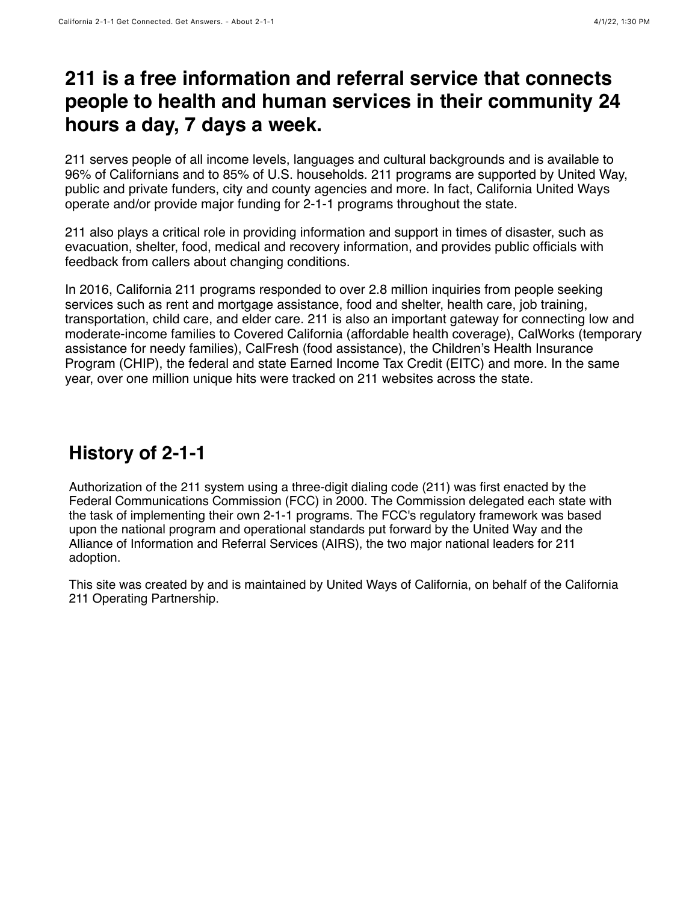# 211 is a free information and referral service that connects people to health and human services in their community 24 hours a day, 7 days a week.

211 serves people of all income levels, languages and cultural backgrounds and is available to 96% of Californians and to 85% of U.S. households. 211 programs are supported by United Way, public and private funders, city and county agencies and more. In fact, California United Ways operate and/or provide major funding for 2-1-1 programs throughout the state.

211 also plays a critical role in providing information and support in times of disaster, such as evacuation, shelter, food, medical and recovery information, and provides public officials with feedback from callers about changing conditions.

In 2016, California 211 programs responded to over 2.8 million inquiries from people seeking services such as rent and mortgage assistance, food and shelter, health care, job training, transportation, child care, and elder care. 211 is also an important gateway for connecting low and moderate-income families to Covered California (affordable health coverage), CalWorks (temporary assistance for needy families), CalFresh (food assistance), the Children's Health Insurance Program (CHIP), the federal and state Earned Income Tax Credit (EITC) and more. In the same year, over one million unique hits were tracked on 211 websites across the state.

## History of 2-1-1

Authorization of the 211 system using a three-digit dialing code (211) was first enacted by the Federal Communications Commission (FCC) in 2000. The Commission delegated each state with the task of implementing their own 2-1-1 programs. The FCC's regulatory framework was based upon the national program and operational standards put forward by the United Way and the Alliance of Information and Referral Services (AIRS), the two major national leaders for 211 adoption.

This site was created by and is maintained by United Ways of California, on behalf of the California 211 Operating Partnership.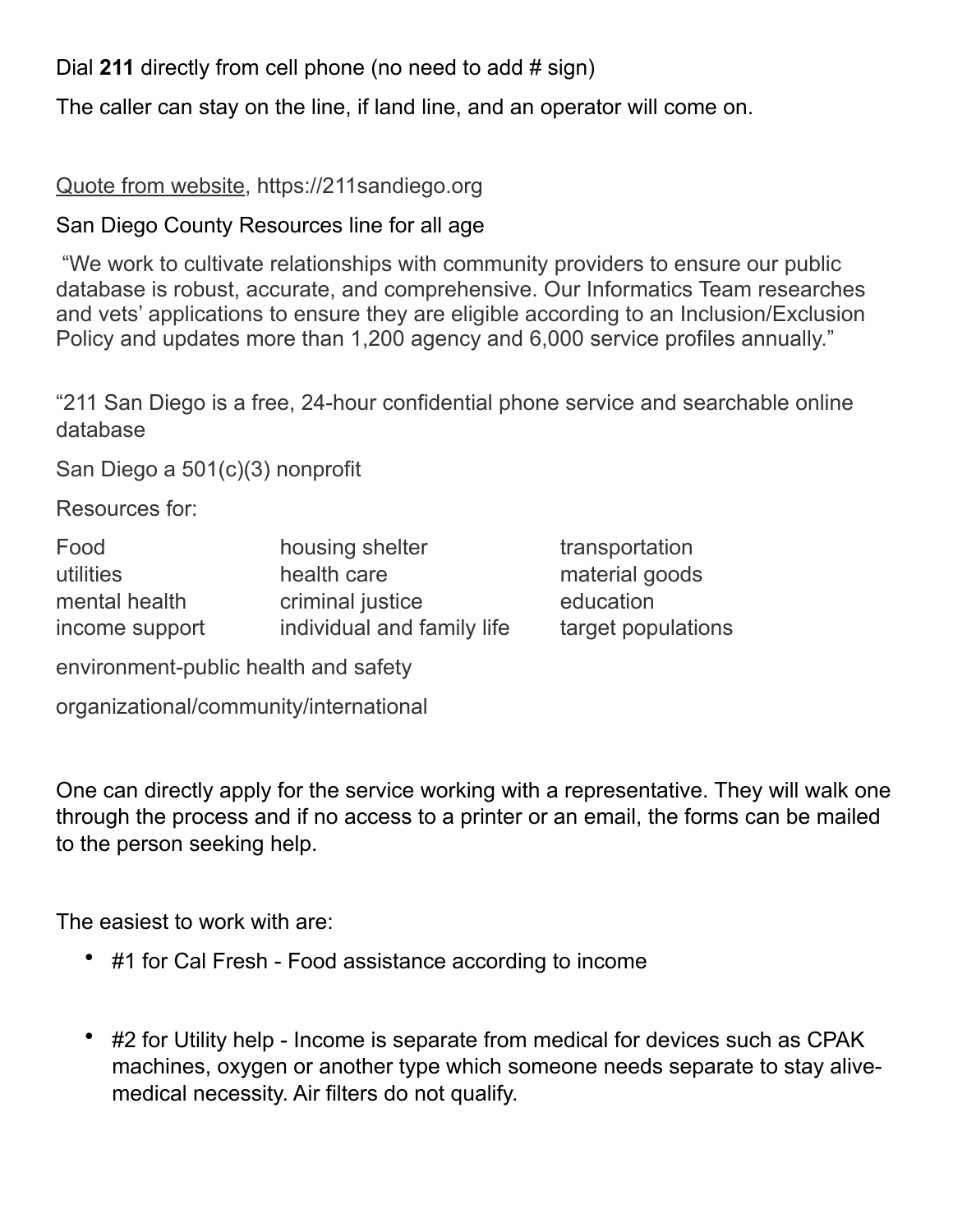Dial **211** directly from cell phone (no need to add # sign)

The caller can stay on the line, if land line, and an operator will come on.

Quote from website, https://211sandiego.org

San Diego County Resources line for all age

"We work to cultivate relationships with community providers to ensure our public database is robust, accurate, and comprehensive. Our Informatics Team researches and vets' applications to ensure they are eligible according to an Inclusion/Exclusion Policy and updates more than 1,200 agency and 6,000 service profiles annually."

"211 San Diego is a free, 24-hour confidential phone service and searchable online database

San Diego a 501(c)(3) nonprofit

Resources for:

| | | |
|---|---|---|
| Food | housing shelter | transportation |
| utilities | health care | material goods |
| mental health | criminal justice | education |
| income support | individual and family life | target populations |

environment-public health and safety

organizational/community/international

One can directly apply for the service working with a representative. They will walk one through the process and if no access to a printer or an email, the forms can be mailed to the person seeking help.

The easiest to work with are:

- #1 for Cal Fresh - Food assistance according to income
- #2 for Utility help - Income is separate from medical for devices such as CPAK machines, oxygen or another type which someone needs separate to stay alive-medical necessity. Air filters do not qualify.